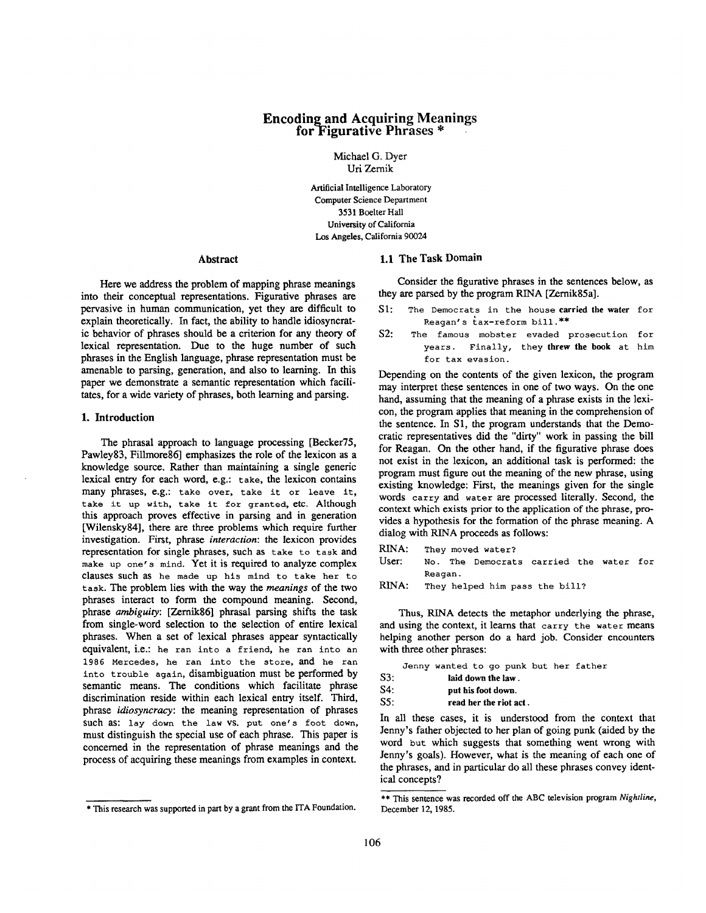# Encoding and Acquiring Meanings for Figurative Phrases *

Michael G. Dyer
Uri Zernik

Artificial Intelligence Laboratory
Computer Science Department
3531 Boelter Hall
University of California
Los Angeles, California 90024

## Abstract

Here we address the problem of mapping phrase meanings into their conceptual representations. Figurative phrases are pervasive in human communication, yet they are difficult to explain theoretically. In fact, the ability to handle idiosyncratic behavior of phrases should be a criterion for any theory of lexical representation. Due to the huge number of such phrases in the English language, phrase representation must be amenable to parsing, generation, and also to learning. In this paper we demonstrate a semantic representation which facilitates, for a wide variety of phrases, both learning and parsing.

## 1. Introduction

The phrasal approach to language processing [Becker75, Pawley83, Fillmore86] emphasizes the role of the lexicon as a knowledge source. Rather than maintaining a single generic lexical entry for each word, e.g.: `take`, the lexicon contains many phrases, e.g.: `take over`, `take it or leave it`, `take it up with`, `take it for granted`, etc. Although this approach proves effective in parsing and in generation [Wilensky84], there are three problems which require further investigation. First, phrase *interaction*: the lexicon provides representation for single phrases, such as `take to task` and `make up one's mind`. Yet it is required to analyze complex clauses such as `he made up his mind to take her to task`. The problem lies with the way the *meanings* of the two phrases interact to form the compound meaning. Second, phrase *ambiguity*: [Zernik86] phrasal parsing shifts the task from single-word selection to the selection of entire lexical phrases. When a set of lexical phrases appear syntactically equivalent, i.e.: `he ran into a friend`, `he ran into an 1986 Mercedes`, `he ran into the store`, and `he ran into trouble again`, disambiguation must be performed by semantic means. The conditions which facilitate phrase discrimination reside within each lexical entry itself. Third, phrase *idiosyncracy*: the meaning representation of phrases such as: `lay down the law` vs. `put one's foot down`, must distinguish the special use of each phrase. This paper is concerned in the representation of phrase meanings and the process of acquiring these meanings from examples in context.

### 1.1 The Task Domain

Consider the figurative phrases in the sentences below, as they are parsed by the program RINA [Zernik85a].

S1: `The Democrats in the house` **carried the water** `for Reagan's tax-reform bill.`**

S2: `The famous mobster evaded prosecution for years. Finally, they` **threw the book** `at him for tax evasion.`

Depending on the contents of the given lexicon, the program may interpret these sentences in one of two ways. On the one hand, assuming that the meaning of a phrase exists in the lexicon, the program applies that meaning in the comprehension of the sentence. In S1, the program understands that the Democratic representatives did the "dirty" work in passing the bill for Reagan. On the other hand, if the figurative phrase does not exist in the lexicon, an additional task is performed: the program must figure out the meaning of the new phrase, using existing knowledge: First, the meanings given for the single words `carry` and `water` are processed literally. Second, the context which exists prior to the application of the phrase, provides a hypothesis for the formation of the phrase meaning. A dialog with RINA proceeds as follows:

RINA: `They moved water?`
User: `No. The Democrats carried the water for Reagan.`
RINA: `They helped him pass the bill?`

Thus, RINA detects the metaphor underlying the phrase, and using the context, it learns that `carry the water` means helping another person do a hard job. Consider encounters with three other phrases:

`Jenny wanted to go punk but her father`
S3: **laid down the law**.
S4: **put his foot down.**
S5: **read her the riot act**.

In all these cases, it is understood from the context that Jenny's father objected to her plan of going punk (aided by the word `but` which suggests that something went wrong with Jenny's goals). However, what is the meaning of each one of the phrases, and in particular do all these phrases convey identical concepts?

* This research was supported in part by a grant from the ITA Foundation.

** This sentence was recorded off the ABC television program *Nightline*, December 12, 1985.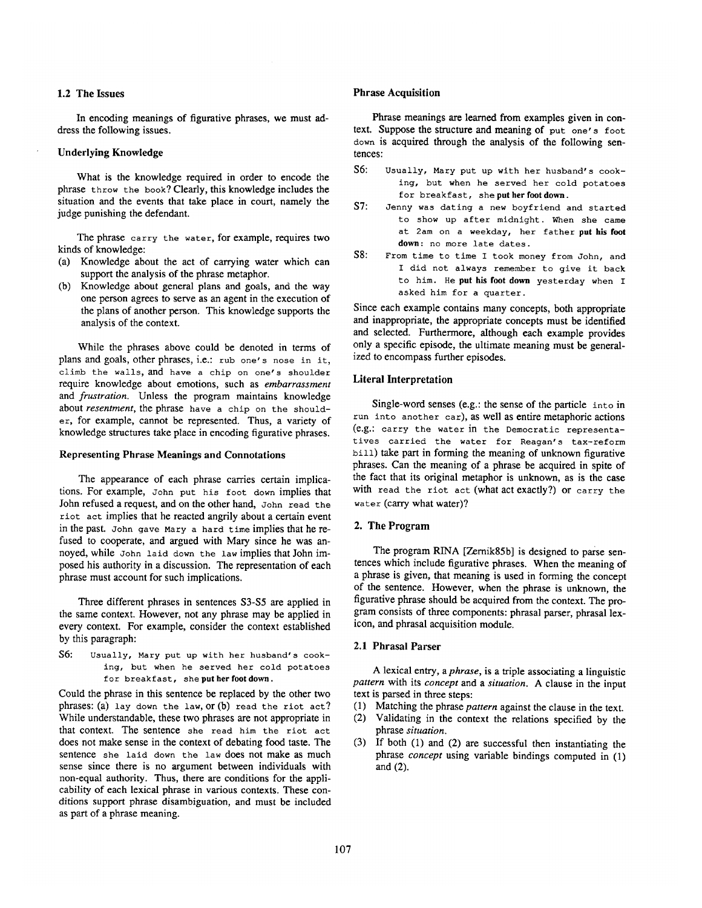### 1.2 The Issues

In encoding meanings of figurative phrases, we must address the following issues.

#### Underlying Knowledge

What is the knowledge required in order to encode the phrase `throw the book`? Clearly, this knowledge includes the situation and the events that take place in court, namely the judge punishing the defendant.

The phrase `carry the water`, for example, requires two kinds of knowledge:

(a) Knowledge about the act of carrying water which can support the analysis of the phrase metaphor.
(b) Knowledge about general plans and goals, and the way one person agrees to serve as an agent in the execution of the plans of another person. This knowledge supports the analysis of the context.

While the phrases above could be denoted in terms of plans and goals, other phrases, i.e.: `rub one's nose in it`, `climb the walls`, and `have a chip on one's shoulder` require knowledge about emotions, such as *embarrassment* and *frustration*. Unless the program maintains knowledge about *resentment*, the phrase `have a chip on the shoulder`, for example, cannot be represented. Thus, a variety of knowledge structures take place in encoding figurative phrases.

#### Representing Phrase Meanings and Connotations

The appearance of each phrase carries certain implications. For example, `John put his foot down` implies that John refused a request, and on the other hand, `John read the riot act` implies that he reacted angrily about a certain event in the past. `John gave Mary a hard time` implies that he refused to cooperate, and argued with Mary since he was annoyed, while `John laid down the law` implies that John imposed his authority in a discussion. The representation of each phrase must account for such implications.

Three different phrases in sentences S3-S5 are applied in the same context. However, not any phrase may be applied in every context. For example, consider the context established by this paragraph:

S6: `Usually, Mary put up with her husband's cooking, but when he served her cold potatoes for breakfast, she` **put her foot down**.

Could the phrase in this sentence be replaced by the other two phrases: (a) `lay down the law`, or (b) `read the riot act`? While understandable, these two phrases are not appropriate in that context. The sentence `she read him the riot act` does not make sense in the context of debating food taste. The sentence `she laid down the law` does not make as much sense since there is no argument between individuals with non-equal authority. Thus, there are conditions for the applicability of each lexical phrase in various contexts. These conditions support phrase disambiguation, and must be included as part of a phrase meaning.

#### Phrase Acquisition

Phrase meanings are learned from examples given in context. Suppose the structure and meaning of `put one's foot down` is acquired through the analysis of the following sentences:

S6: `Usually, Mary put up with her husband's cooking, but when he served her cold potatoes for breakfast, she` **put her foot down**.

S7: `Jenny was dating a new boyfriend and started to show up after midnight. When she came at 2am on a weekday, her father` **put his foot down**: `no more late dates.`

S8: `From time to time I took money from John, and I did not always remember to give it back to him. He` **put his foot down** `yesterday when I asked him for a quarter.`

Since each example contains many concepts, both appropriate and inappropriate, the appropriate concepts must be identified and selected. Furthermore, although each example provides only a specific episode, the ultimate meaning must be generalized to encompass further episodes.

#### Literal Interpretation

Single-word senses (e.g.: the sense of the particle `into` in `run into another car`), as well as entire metaphoric actions (e.g.: `carry the water` in `the Democratic representatives carried the water for Reagan's tax-reform bill`) take part in forming the meaning of unknown figurative phrases. Can the meaning of a phrase be acquired in spite of the fact that its original metaphor is unknown, as is the case with `read the riot act` (what act exactly?) or `carry the water` (carry what water)?

## 2. The Program

The program RINA [Zernik85b] is designed to parse sentences which include figurative phrases. When the meaning of a phrase is given, that meaning is used in forming the concept of the sentence. However, when the phrase is unknown, the figurative phrase should be acquired from the context. The program consists of three components: phrasal parser, phrasal lexicon, and phrasal acquisition module.

### 2.1 Phrasal Parser

A lexical entry, a *phrase*, is a triple associating a linguistic *pattern* with its *concept* and a *situation*. A clause in the input text is parsed in three steps:

(1) Matching the phrase *pattern* against the clause in the text.
(2) Validating in the context the relations specified by the phrase *situation*.
(3) If both (1) and (2) are successful then instantiating the phrase *concept* using variable bindings computed in (1) and (2).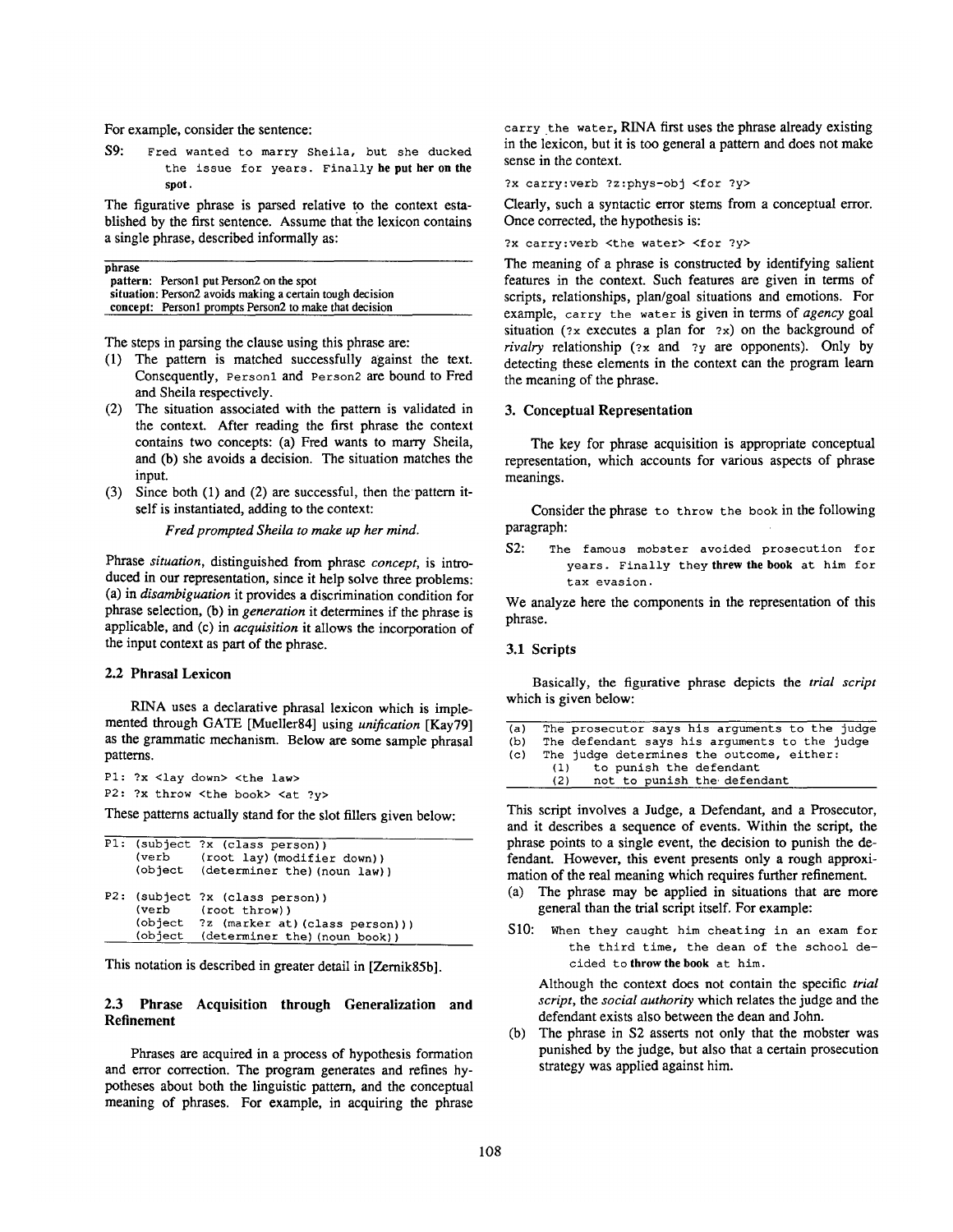For example, consider the sentence:

S9: `Fred wanted to marry Sheila, but she ducked the issue for years. Finally` **he put her on the spot**.

The figurative phrase is parsed relative to the context established by the first sentence. Assume that the lexicon contains a single phrase, described informally as:

| phrase | |
|---|---|
| pattern: | Person1 put Person2 on the spot |
| situation: | Person2 avoids making a certain tough decision |
| concept: | Person1 prompts Person2 to make that decision |

The steps in parsing the clause using this phrase are:

(1) The pattern is matched successfully against the text. Consequently, `Person1` and `Person2` are bound to Fred and Sheila respectively.
(2) The situation associated with the pattern is validated in the context. After reading the first phrase the context contains two concepts: (a) Fred wants to marry Sheila, and (b) she avoids a decision. The situation matches the input.
(3) Since both (1) and (2) are successful, then the pattern itself is instantiated, adding to the context:

*Fred prompted Sheila to make up her mind.*

Phrase *situation*, distinguished from phrase *concept*, is introduced in our representation, since it help solve three problems: (a) in *disambiguation* it provides a discrimination condition for phrase selection, (b) in *generation* it determines if the phrase is applicable, and (c) in *acquisition* it allows the incorporation of the input context as part of the phrase.

### 2.2 Phrasal Lexicon

RINA uses a declarative phrasal lexicon which is implemented through GATE [Mueller84] using *unification* [Kay79] as the grammatic mechanism. Below are some sample phrasal patterns.

```
P1: ?x <lay down> <the law>
P2: ?x throw <the book> <at ?y>
```

These patterns actually stand for the slot fillers given below:

```
P1: (subject ?x (class person))
    (verb    (root lay)(modifier down))
    (object  (determiner the)(noun law))

P2: (subject ?x (class person))
    (verb    (root throw))
    (object  ?z (marker at)(class person)))
    (object  (determiner the)(noun book))
```

This notation is described in greater detail in [Zernik85b].

### 2.3 Phrase Acquisition through Generalization and Refinement

Phrases are acquired in a process of hypothesis formation and error correction. The program generates and refines hypotheses about both the linguistic pattern, and the conceptual meaning of phrases. For example, in acquiring the phrase `carry the water`, RINA first uses the phrase already existing in the lexicon, but it is too general a pattern and does not make sense in the context.

```
?x carry:verb ?z:phys-obj <for ?y>
```

Clearly, such a syntactic error stems from a conceptual error. Once corrected, the hypothesis is:

```
?x carry:verb <the water> <for ?y>
```

The meaning of a phrase is constructed by identifying salient features in the context. Such features are given in terms of scripts, relationships, plan/goal situations and emotions. For example, `carry the water` is given in terms of *agency* goal situation (`?x` executes a plan for `?x`) on the background of *rivalry* relationship (`?x` and `?y` are opponents). Only by detecting these elements in the context can the program learn the meaning of the phrase.

## 3. Conceptual Representation

The key for phrase acquisition is appropriate conceptual representation, which accounts for various aspects of phrase meanings.

Consider the phrase `to throw the book` in the following paragraph:

S2: `The famous mobster avoided prosecution for years. Finally they` **threw the book** `at him for tax evasion.`

We analyze here the components in the representation of this phrase.

### 3.1 Scripts

Basically, the figurative phrase depicts the *trial script* which is given below:

```
(a)  The prosecutor says his arguments to the judge
(b)  The defendant says his arguments to the judge
(c)  The judge determines the outcome, either:
     (1)   to punish the defendant
     (2)   not to punish the defendant
```

This script involves a Judge, a Defendant, and a Prosecutor, and it describes a sequence of events. Within the script, the phrase points to a single event, the decision to punish the defendant. However, this event presents only a rough approximation of the real meaning which requires further refinement.

(a) The phrase may be applied in situations that are more general than the trial script itself. For example:

S10: `When they caught him cheating in an exam for the third time, the dean of the school decided to` **throw the book** `at him.`

Although the context does not contain the specific *trial script*, the *social authority* which relates the judge and the defendant exists also between the dean and John.

(b) The phrase in S2 asserts not only that the mobster was punished by the judge, but also that a certain prosecution strategy was applied against him.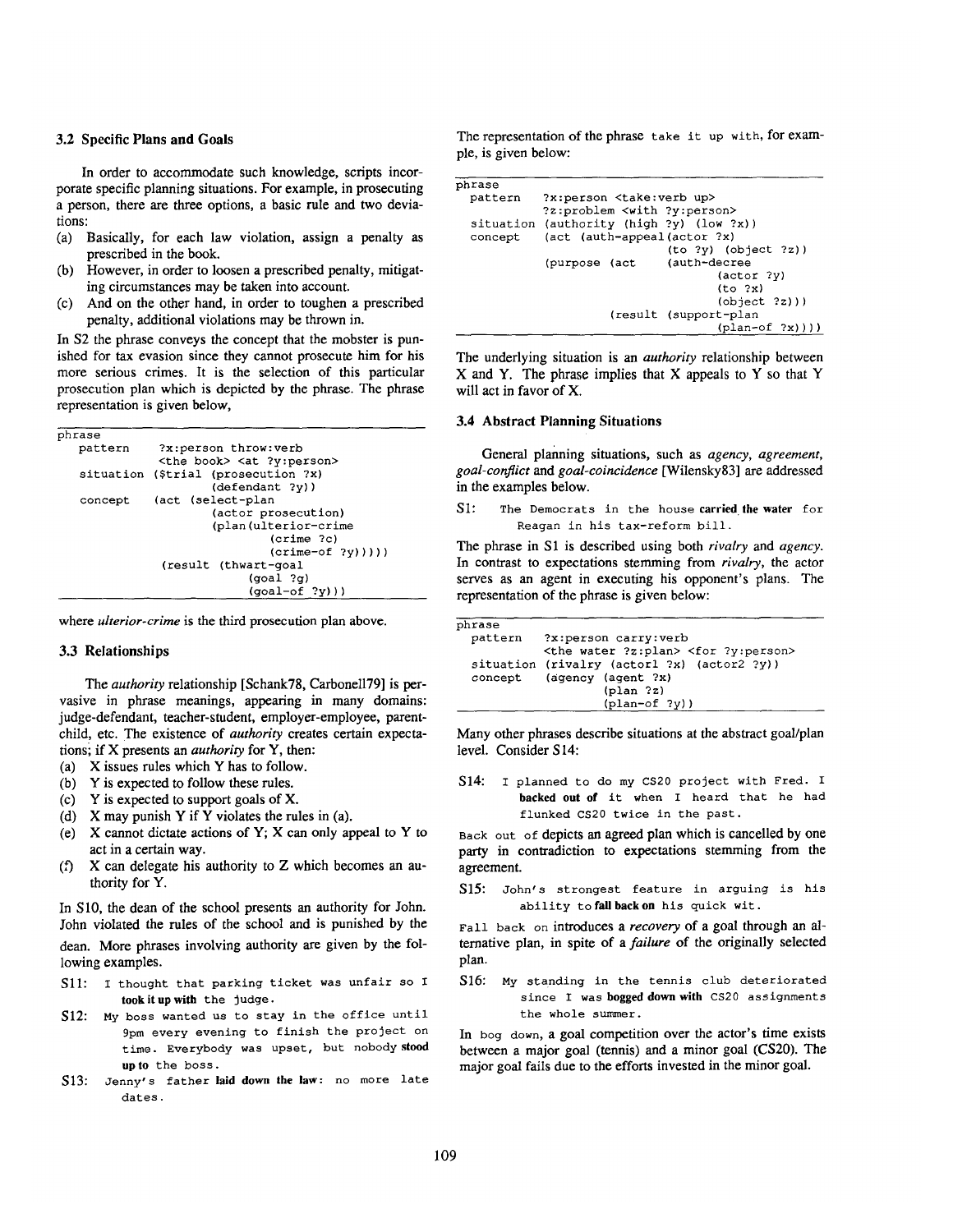### 3.2 Specific Plans and Goals

In order to accommodate such knowledge, scripts incorporate specific planning situations. For example, in prosecuting a person, there are three options, a basic rule and two deviations:

(a) Basically, for each law violation, assign a penalty as prescribed in the book.
(b) However, in order to loosen a prescribed penalty, mitigating circumstances may be taken into account.
(c) And on the other hand, in order to toughen a prescribed penalty, additional violations may be thrown in.

In S2 the phrase conveys the concept that the mobster is punished for tax evasion since they cannot prosecute him for his more serious crimes. It is the selection of this particular prosecution plan which is depicted by the phrase. The phrase representation is given below,

```
phrase
   pattern    ?x:person throw:verb
              <the book> <at ?y:person>
   situation ($trial (prosecution ?x)
                     (defendant ?y))
   concept    (act (select-plan
                     (actor prosecution)
                     (plan(ulterior-crime
                              (crime ?c)
                              (crime-of ?y)))))
               (result (thwart-goal
                          (goal ?g)
                          (goal-of ?y)))
```

where *ulterior-crime* is the third prosecution plan above.

### 3.3 Relationships

The *authority* relationship [Schank78, Carbonell79] is pervasive in phrase meanings, appearing in many domains: judge-defendant, teacher-student, employer-employee, parent-child, etc. The existence of *authority* creates certain expectations; if X presents an *authority* for Y, then:

(a) X issues rules which Y has to follow.
(b) Y is expected to follow these rules.
(c) Y is expected to support goals of X.
(d) X may punish Y if Y violates the rules in (a).
(e) X cannot dictate actions of Y; X can only appeal to Y to act in a certain way.
(f) X can delegate his authority to Z which becomes an authority for Y.

In S10, the dean of the school presents an authority for John. John violated the rules of the school and is punished by the dean. More phrases involving authority are given by the following examples.

S11: I thought that parking ticket was unfair so I **took it up with** the judge.

S12: My boss wanted us to stay in the office until 9pm every evening to finish the project on time. Everybody was upset, but nobody **stood up to** the boss.

S13: Jenny's father **laid down the law**: no more late dates.

The representation of the phrase `take it up with`, for example, is given below:

```
phrase
  pattern    ?x:person <take:verb up>
             ?z:problem <with ?y:person>
  situation (authority (high ?y) (low ?x))
  concept    (act (auth-appeal(actor ?x)
                              (to ?y) (object ?z))
             (purpose (act    (auth-decree
                                  (actor ?y)
                                  (to ?x)
                                  (object ?z)))
                      (result (support-plan
                                  (plan-of ?x))))
```

The underlying situation is an *authority* relationship between X and Y. The phrase implies that X appeals to Y so that Y will act in favor of X.

### 3.4 Abstract Planning Situations

General planning situations, such as *agency*, *agreement*, *goal-conflict* and *goal-coincidence* [Wilensky83] are addressed in the examples below.

S1: The Democrats in the house **carried the water** for Reagan in his tax-reform bill.

The phrase in S1 is described using both *rivalry* and *agency*. In contrast to expectations stemming from *rivalry*, the actor serves as an agent in executing his opponent's plans. The representation of the phrase is given below:

```
phrase
  pattern    ?x:person carry:verb
             <the water ?z:plan> <for ?y:person>
  situation (rivalry (actor1 ?x) (actor2 ?y))
  concept    (agency (agent ?x)
                     (plan ?z)
                     (plan-of ?y))
```

Many other phrases describe situations at the abstract goal/plan level. Consider S14:

S14: I planned to do my CS20 project with Fred. I **backed out of** it when I heard that he had flunked CS20 twice in the past.

`Back out of` depicts an agreed plan which is cancelled by one party in contradiction to expectations stemming from the agreement.

S15: John's strongest feature in arguing is his ability to **fall back on** his quick wit.

`Fall back on` introduces a *recovery* of a goal through an alternative plan, in spite of a *failure* of the originally selected plan.

S16: My standing in the tennis club deteriorated since I was **bogged down with** CS20 assignments the whole summer.

In `bog down`, a goal competition over the actor's time exists between a major goal (tennis) and a minor goal (CS20). The major goal fails due to the efforts invested in the minor goal.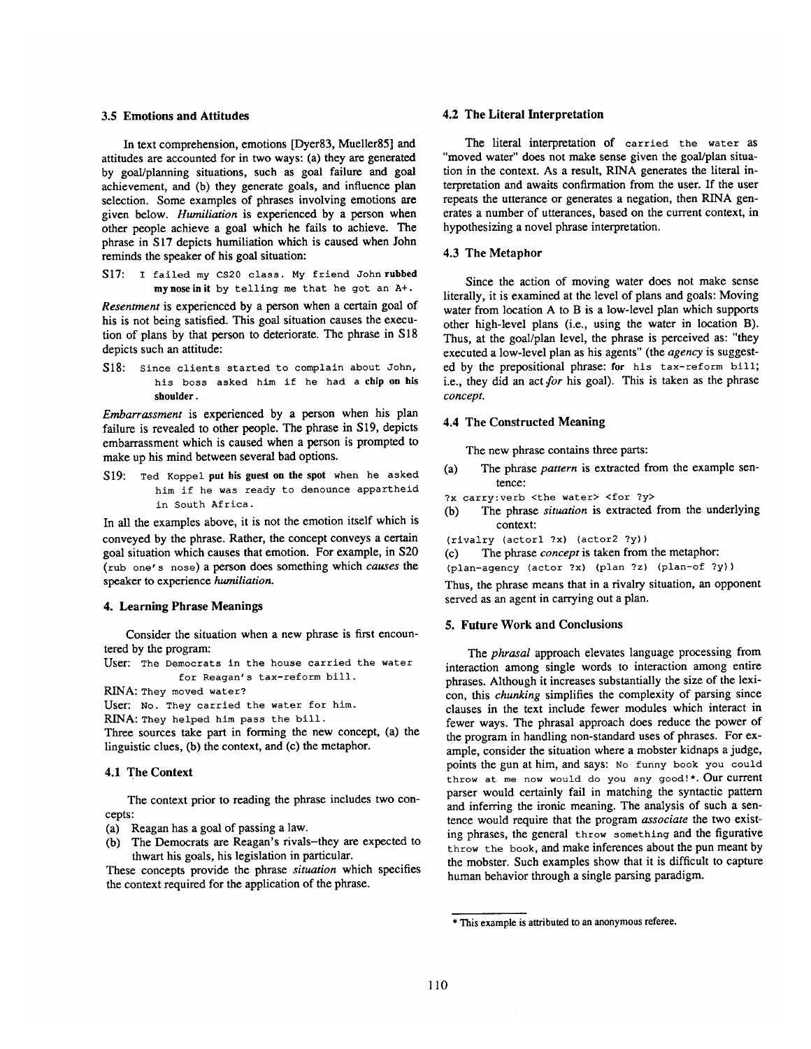### 3.5 Emotions and Attitudes

In text comprehension, emotions [Dyer83, Mueller85] and attitudes are accounted for in two ways: (a) they are generated by goal/planning situations, such as goal failure and goal achievement, and (b) they generate goals, and influence plan selection. Some examples of phrases involving emotions are given below. *Humiliation* is experienced by a person when other people achieve a goal which he fails to achieve. The phrase in S17 depicts humiliation which is caused when John reminds the speaker of his goal situation:

S17: `I failed my CS20 class. My friend John` **rubbed my nose in it** `by telling me that he got an A+.`

*Resentment* is experienced by a person when a certain goal of his is not being satisfied. This goal situation causes the execution of plans by that person to deteriorate. The phrase in S18 depicts such an attitude:

S18: `Since clients started to complain about John, his boss asked him if he had` **a chip on his shoulder**.

*Embarrassment* is experienced by a person when his plan failure is revealed to other people. The phrase in S19, depicts embarrassment which is caused when a person is prompted to make up his mind between several bad options.

S19: `Ted Koppel` **put his guest on the spot** `when he asked him if he was ready to denounce appartheid in South Africa.`

In all the examples above, it is not the emotion itself which is conveyed by the phrase. Rather, the concept conveys a certain goal situation which causes that emotion. For example, in S20 (`rub one's nose`) a person does something which *causes* the speaker to experience *humiliation.*

## 4. Learning Phrase Meanings

Consider the situation when a new phrase is first encountered by the program:

User: `The Democrats in the house carried the water for Reagan's tax-reform bill.`
RINA: `They moved water?`
User: `No. They carried the water for him.`
RINA: `They helped him pass the bill.`

Three sources take part in forming the new concept, (a) the linguistic clues, (b) the context, and (c) the metaphor.

### 4.1 The Context

The context prior to reading the phrase includes two concepts:

(a) Reagan has a goal of passing a law.
(b) The Democrats are Reagan's rivals–they are expected to thwart his goals, his legislation in particular.

These concepts provide the phrase *situation* which specifies the context required for the application of the phrase.

### 4.2 The Literal Interpretation

The literal interpretation of `carried the water` as "moved water" does not make sense given the goal/plan situation in the context. As a result, RINA generates the literal interpretation and awaits confirmation from the user. If the user repeats the utterance or generates a negation, then RINA generates a number of utterances, based on the current context, in hypothesizing a novel phrase interpretation.

### 4.3 The Metaphor

Since the action of moving water does not make sense literally, it is examined at the level of plans and goals: Moving water from location A to B is a low-level plan which supports other high-level plans (i.e., using the water in location B). Thus, at the goal/plan level, the phrase is perceived as: "they executed a low-level plan as his agents" (the *agency* is suggested by the prepositional phrase: `for his tax-reform bill`; i.e., they did an act *for* his goal). This is taken as the phrase *concept.*

### 4.4 The Constructed Meaning

The new phrase contains three parts:

(a) The phrase *pattern* is extracted from the example sentence:

```
?x carry:verb <the water> <for ?y>
```

(b) The phrase *situation* is extracted from the underlying context:

```
(rivalry (actor1 ?x) (actor2 ?y))
```

(c) The phrase *concept* is taken from the metaphor:

```
(plan-agency (actor ?x) (plan ?z) (plan-of ?y))
```

Thus, the phrase means that in a rivalry situation, an opponent served as an agent in carrying out a plan.

## 5. Future Work and Conclusions

The *phrasal* approach elevates language processing from interaction among single words to interaction among entire phrases. Although it increases substantially the size of the lexicon, this *chunking* simplifies the complexity of parsing since clauses in the text include fewer modules which interact in fewer ways. The phrasal approach does reduce the power of the program in handling non-standard uses of phrases. For example, consider the situation where a mobster kidnaps a judge, points the gun at him, and says: `No funny book you could throw at me now would do you any good!*`. Our current parser would certainly fail in matching the syntactic pattern and inferring the ironic meaning. The analysis of such a sentence would require that the program *associate* the two existing phrases, the general `throw something` and the figurative `throw the book`, and make inferences about the pun meant by the mobster. Such examples show that it is difficult to capture human behavior through a single parsing paradigm.

* This example is attributed to an anonymous referee.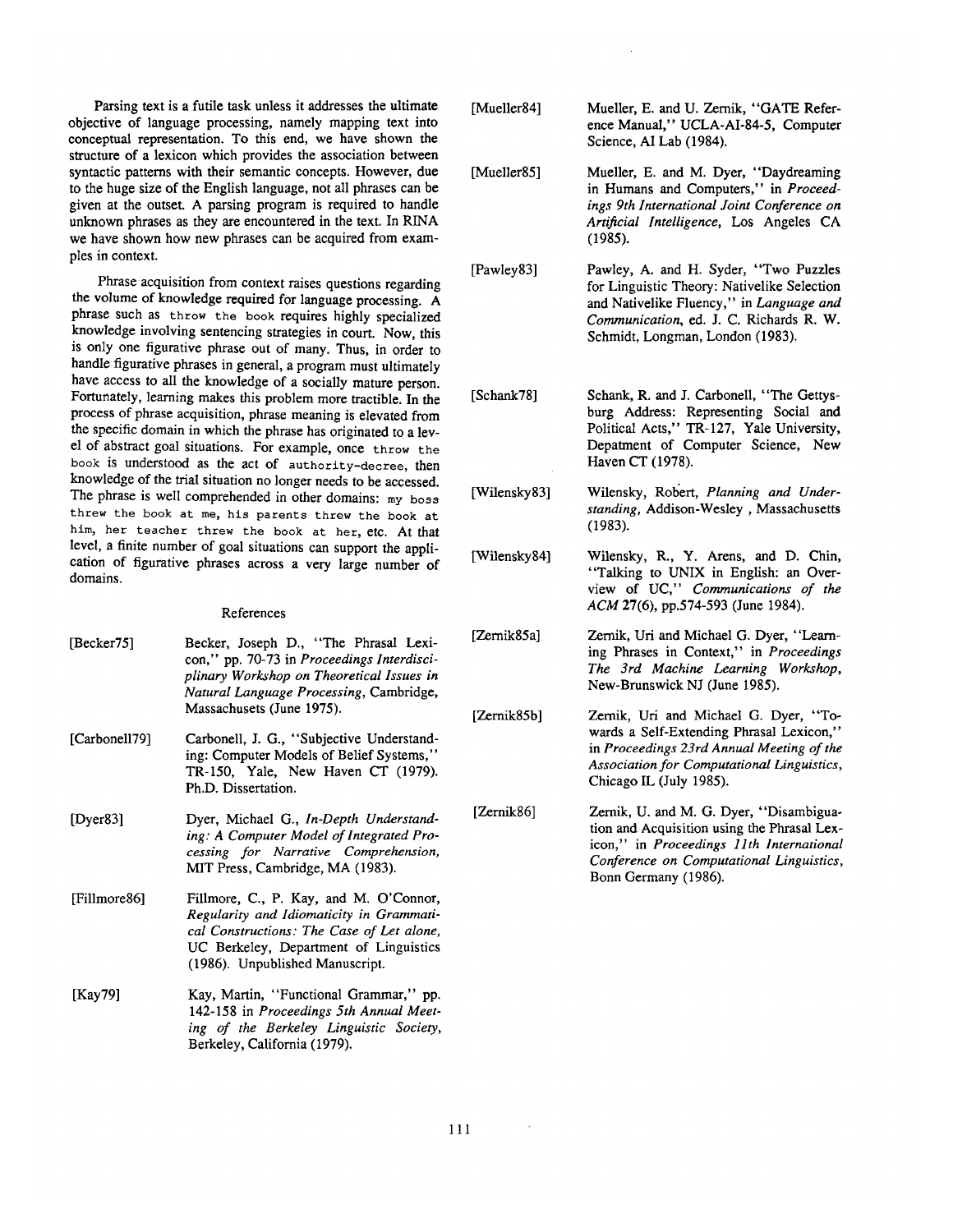Parsing text is a futile task unless it addresses the ultimate objective of language processing, namely mapping text into conceptual representation. To this end, we have shown the structure of a lexicon which provides the association between syntactic patterns with their semantic concepts. However, due to the huge size of the English language, not all phrases can be given at the outset. A parsing program is required to handle unknown phrases as they are encountered in the text. In RINA we have shown how new phrases can be acquired from examples in context.

Phrase acquisition from context raises questions regarding the volume of knowledge required for language processing. A phrase such as `throw the book` requires highly specialized knowledge involving sentencing strategies in court. Now, this is only one figurative phrase out of many. Thus, in order to handle figurative phrases in general, a program must ultimately have access to all the knowledge of a socially mature person. Fortunately, learning makes this problem more tractible. In the process of phrase acquisition, phrase meaning is elevated from the specific domain in which the phrase has originated to a level of abstract goal situations. For example, once `throw the book` is understood as the act of `authority-decree`, then knowledge of the trial situation no longer needs to be accessed. The phrase is well comprehended in other domains: `my boss threw the book at me`, `his parents threw the book at him`, `her teacher threw the book at her`, etc. At that level, a finite number of goal situations can support the application of figurative phrases across a very large number of domains.

## References

[Becker75] Becker, Joseph D., "The Phrasal Lexicon," pp. 70-73 in *Proceedings Interdisciplinary Workshop on Theoretical Issues in Natural Language Processing*, Cambridge, Massachusets (June 1975).

[Carbonell79] Carbonell, J. G., "Subjective Understanding: Computer Models of Belief Systems," TR-150, Yale, New Haven CT (1979). Ph.D. Dissertation.

[Dyer83] Dyer, Michael G., *In-Depth Understanding: A Computer Model of Integrated Processing for Narrative Comprehension*, MIT Press, Cambridge, MA (1983).

[Fillmore86] Fillmore, C., P. Kay, and M. O'Connor, *Regularity and Idiomaticity in Grammatical Constructions: The Case of Let alone*, UC Berkeley, Department of Linguistics (1986). Unpublished Manuscript.

[Kay79] Kay, Martin, "Functional Grammar," pp. 142-158 in *Proceedings 5th Annual Meeting of the Berkeley Linguistic Society*, Berkeley, California (1979).

[Mueller84] Mueller, E. and U. Zernik, "GATE Reference Manual," UCLA-AI-84-5, Computer Science, AI Lab (1984).

[Mueller85] Mueller, E. and M. Dyer, "Daydreaming in Humans and Computers," in *Proceedings 9th International Joint Conference on Artificial Intelligence*, Los Angeles CA (1985).

[Pawley83] Pawley, A. and H. Syder, "Two Puzzles for Linguistic Theory: Nativelike Selection and Nativelike Fluency," in *Language and Communication*, ed. J. C. Richards R. W. Schmidt, Longman, London (1983).

[Schank78] Schank, R. and J. Carbonell, "The Gettysburg Address: Representing Social and Political Acts," TR-127, Yale University, Depatment of Computer Science, New Haven CT (1978).

[Wilensky83] Wilensky, Robert, *Planning and Understanding*, Addison-Wesley , Massachusetts (1983).

[Wilensky84] Wilensky, R., Y. Arens, and D. Chin, "Talking to UNIX in English: an Overview of UC," *Communications of the ACM* **27**(6), pp.574-593 (June 1984).

[Zernik85a] Zernik, Uri and Michael G. Dyer, "Learning Phrases in Context," in *Proceedings The 3rd Machine Learning Workshop*, New-Brunswick NJ (June 1985).

[Zernik85b] Zernik, Uri and Michael G. Dyer, "Towards a Self-Extending Phrasal Lexicon," in *Proceedings 23rd Annual Meeting of the Association for Computational Linguistics*, Chicago IL (July 1985).

[Zernik86] Zernik, U. and M. G. Dyer, "Disambiguation and Acquisition using the Phrasal Lexicon," in *Proceedings 11th International Conference on Computational Linguistics*, Bonn Germany (1986).